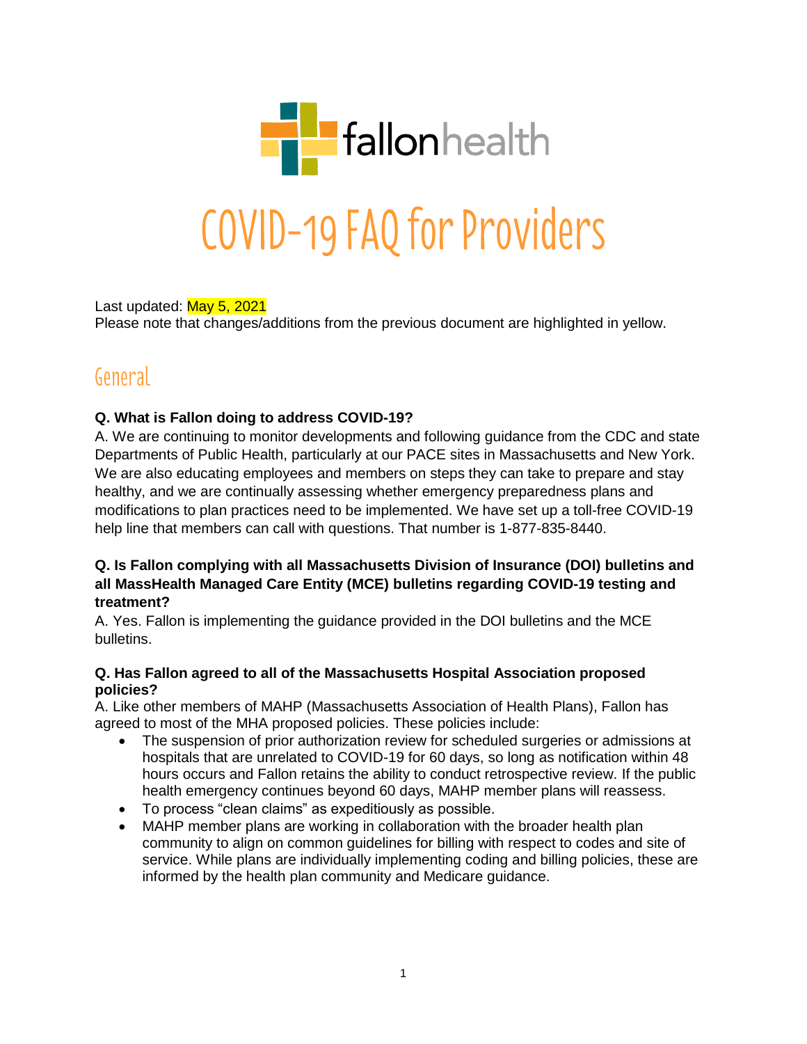fallonhealth

# COVID-19 FAQ for Providers

Last updated: May 5, 2021

Please note that changes/additions from the previous document are highlighted in yellow.

## General

**Q. What is Fallon doing to address COVID-19?**

A. We are continuing to monitor developments and following guidance from the CDC and state Departments of Public Health, particularly at our PACE sites in Massachusetts and New York. We are also educating employees and members on steps they can take to prepare and stay healthy, and we are continually assessing whether emergency preparedness plans and modifications to plan practices need to be implemented. We have set up a toll-free COVID-19 help line that members can call with questions. That number is 1-877-835-8440.

**Q. Is Fallon complying with all Massachusetts Division of Insurance (DOI) bulletins and all MassHealth Managed Care Entity (MCE) bulletins regarding COVID-19 testing and treatment?**

A. Yes. Fallon is implementing the guidance provided in the DOI bulletins and the MCE bulletins.

**Q. Has Fallon agreed to all of the Massachusetts Hospital Association proposed policies?**

A. Like other members of MAHP (Massachusetts Association of Health Plans), Fallon has agreed to most of the MHA proposed policies. These policies include:

- The suspension of prior authorization review for scheduled surgeries or admissions at hospitals that are unrelated to COVID-19 for 60 days, so long as notification within 48 hours occurs and Fallon retains the ability to conduct retrospective review. If the public health emergency continues beyond 60 days, MAHP member plans will reassess.
- To process "clean claims" as expeditiously as possible.
- MAHP member plans are working in collaboration with the broader health plan community to align on common guidelines for billing with respect to codes and site of service. While plans are individually implementing coding and billing policies, these are informed by the health plan community and Medicare guidance.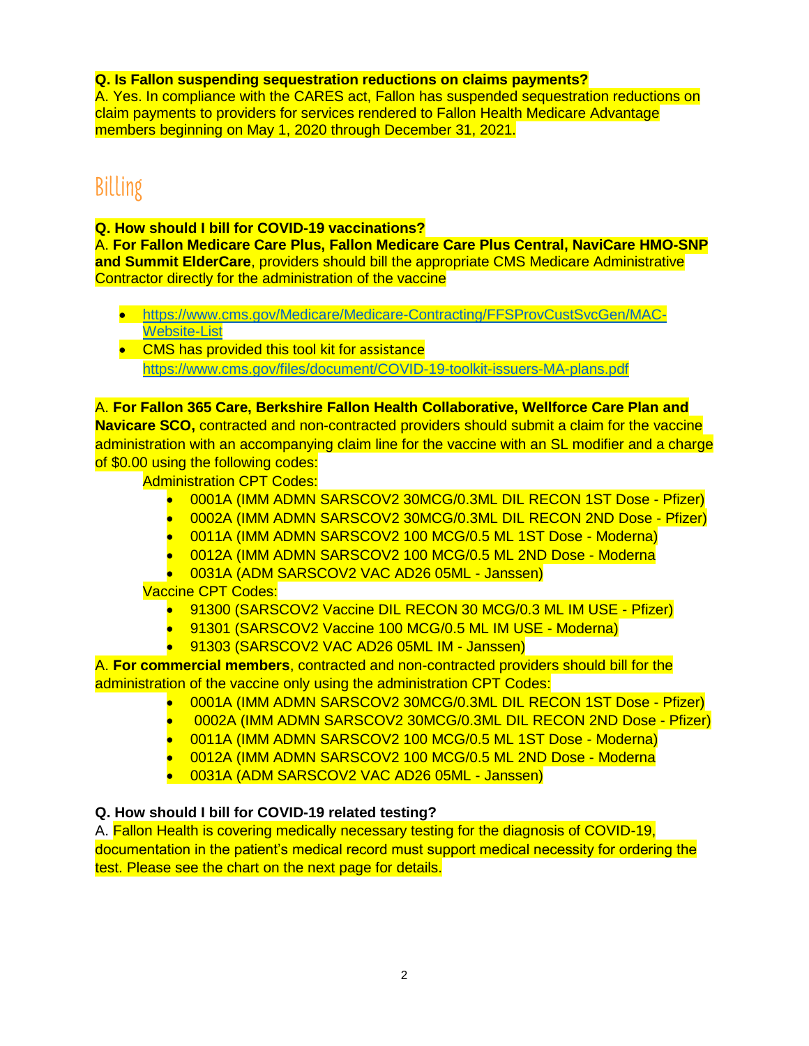**Q. Is Fallon suspending sequestration reductions on claims payments?**
A. Yes. In compliance with the CARES act, Fallon has suspended sequestration reductions on claim payments to providers for services rendered to Fallon Health Medicare Advantage members beginning on May 1, 2020 through December 31, 2021.

## Billing

**Q. How should I bill for COVID-19 vaccinations?**
A. **For Fallon Medicare Care Plus, Fallon Medicare Care Plus Central, NaviCare HMO-SNP and Summit ElderCare**, providers should bill the appropriate CMS Medicare Administrative Contractor directly for the administration of the vaccine

- https://www.cms.gov/Medicare/Medicare-Contracting/FFSProvCustSvcGen/MAC-Website-List
- CMS has provided this tool kit for assistance https://www.cms.gov/files/document/COVID-19-toolkit-issuers-MA-plans.pdf

A. **For Fallon 365 Care, Berkshire Fallon Health Collaborative, Wellforce Care Plan and Navicare SCO,** contracted and non-contracted providers should submit a claim for the vaccine administration with an accompanying claim line for the vaccine with an SL modifier and a charge of $0.00 using the following codes:

Administration CPT Codes:

- 0001A (IMM ADMN SARSCOV2 30MCG/0.3ML DIL RECON 1ST Dose - Pfizer)
- 0002A (IMM ADMN SARSCOV2 30MCG/0.3ML DIL RECON 2ND Dose - Pfizer)
- 0011A (IMM ADMN SARSCOV2 100 MCG/0.5 ML 1ST Dose - Moderna)
- 0012A (IMM ADMN SARSCOV2 100 MCG/0.5 ML 2ND Dose - Moderna
- 0031A (ADM SARSCOV2 VAC AD26 05ML - Janssen)

Vaccine CPT Codes:

- 91300 (SARSCOV2 Vaccine DIL RECON 30 MCG/0.3 ML IM USE - Pfizer)
- 91301 (SARSCOV2 Vaccine 100 MCG/0.5 ML IM USE - Moderna)
- 91303 (SARSCOV2 VAC AD26 05ML IM - Janssen)

A. **For commercial members**, contracted and non-contracted providers should bill for the administration of the vaccine only using the administration CPT Codes:

- 0001A (IMM ADMN SARSCOV2 30MCG/0.3ML DIL RECON 1ST Dose - Pfizer)
- 0002A (IMM ADMN SARSCOV2 30MCG/0.3ML DIL RECON 2ND Dose - Pfizer)
- 0011A (IMM ADMN SARSCOV2 100 MCG/0.5 ML 1ST Dose - Moderna)
- 0012A (IMM ADMN SARSCOV2 100 MCG/0.5 ML 2ND Dose - Moderna
- 0031A (ADM SARSCOV2 VAC AD26 05ML - Janssen)

**Q. How should I bill for COVID-19 related testing?**
A. Fallon Health is covering medically necessary testing for the diagnosis of COVID-19, documentation in the patient's medical record must support medical necessity for ordering the test. Please see the chart on the next page for details.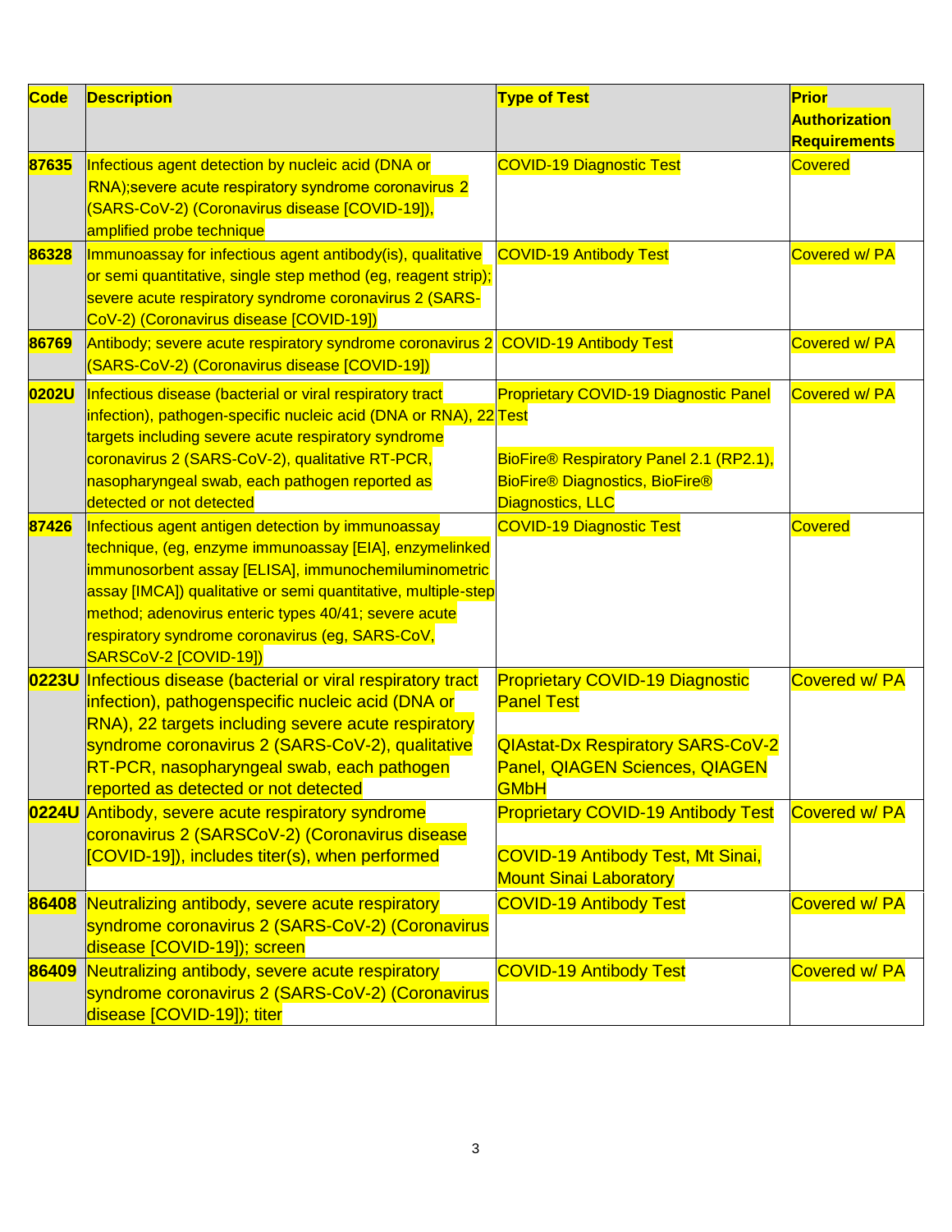| Code | Description | Type of Test | Prior Authorization Requirements |
|---|---|---|---|
| 87635 | Infectious agent detection by nucleic acid (DNA or RNA);severe acute respiratory syndrome coronavirus 2 (SARS-CoV-2) (Coronavirus disease [COVID-19]), amplified probe technique | COVID-19 Diagnostic Test | Covered |
| 86328 | Immunoassay for infectious agent antibody(is), qualitative or semi quantitative, single step method (eg, reagent strip); severe acute respiratory syndrome coronavirus 2 (SARS-CoV-2) (Coronavirus disease [COVID-19]) | COVID-19 Antibody Test | Covered w/ PA |
| 86769 | Antibody; severe acute respiratory syndrome coronavirus 2 (SARS-CoV-2) (Coronavirus disease [COVID-19]) | COVID-19 Antibody Test | Covered w/ PA |
| 0202U | Infectious disease (bacterial or viral respiratory tract infection), pathogen-specific nucleic acid (DNA or RNA), 22 targets including severe acute respiratory syndrome coronavirus 2 (SARS-CoV-2), qualitative RT-PCR, nasopharyngeal swab, each pathogen reported as detected or not detected | Proprietary COVID-19 Diagnostic Panel Test<br><br>BioFire® Respiratory Panel 2.1 (RP2.1), BioFire® Diagnostics, BioFire® Diagnostics, LLC | Covered w/ PA |
| 87426 | Infectious agent antigen detection by immunoassay technique, (eg, enzyme immunoassay [EIA], enzymelinked immunosorbent assay [ELISA], immunochemiluminometric assay [IMCA]) qualitative or semi quantitative, multiple-step method; adenovirus enteric types 40/41; severe acute respiratory syndrome coronavirus (eg, SARS-CoV, SARSCoV-2 [COVID-19]) | COVID-19 Diagnostic Test | Covered |
| 0223U | Infectious disease (bacterial or viral respiratory tract infection), pathogenspecific nucleic acid (DNA or RNA), 22 targets including severe acute respiratory syndrome coronavirus 2 (SARS-CoV-2), qualitative RT-PCR, nasopharyngeal swab, each pathogen reported as detected or not detected | Proprietary COVID-19 Diagnostic Panel Test<br><br>QIAstat-Dx Respiratory SARS-CoV-2 Panel, QIAGEN Sciences, QIAGEN GMbH | Covered w/ PA |
| 0224U | Antibody, severe acute respiratory syndrome coronavirus 2 (SARSCoV-2) (Coronavirus disease [COVID-19]), includes titer(s), when performed | Proprietary COVID-19 Antibody Test<br><br>COVID-19 Antibody Test, Mt Sinai, Mount Sinai Laboratory | Covered w/ PA |
| 86408 | Neutralizing antibody, severe acute respiratory syndrome coronavirus 2 (SARS-CoV-2) (Coronavirus disease [COVID-19]); screen | COVID-19 Antibody Test | Covered w/ PA |
| 86409 | Neutralizing antibody, severe acute respiratory syndrome coronavirus 2 (SARS-CoV-2) (Coronavirus disease [COVID-19]); titer | COVID-19 Antibody Test | Covered w/ PA |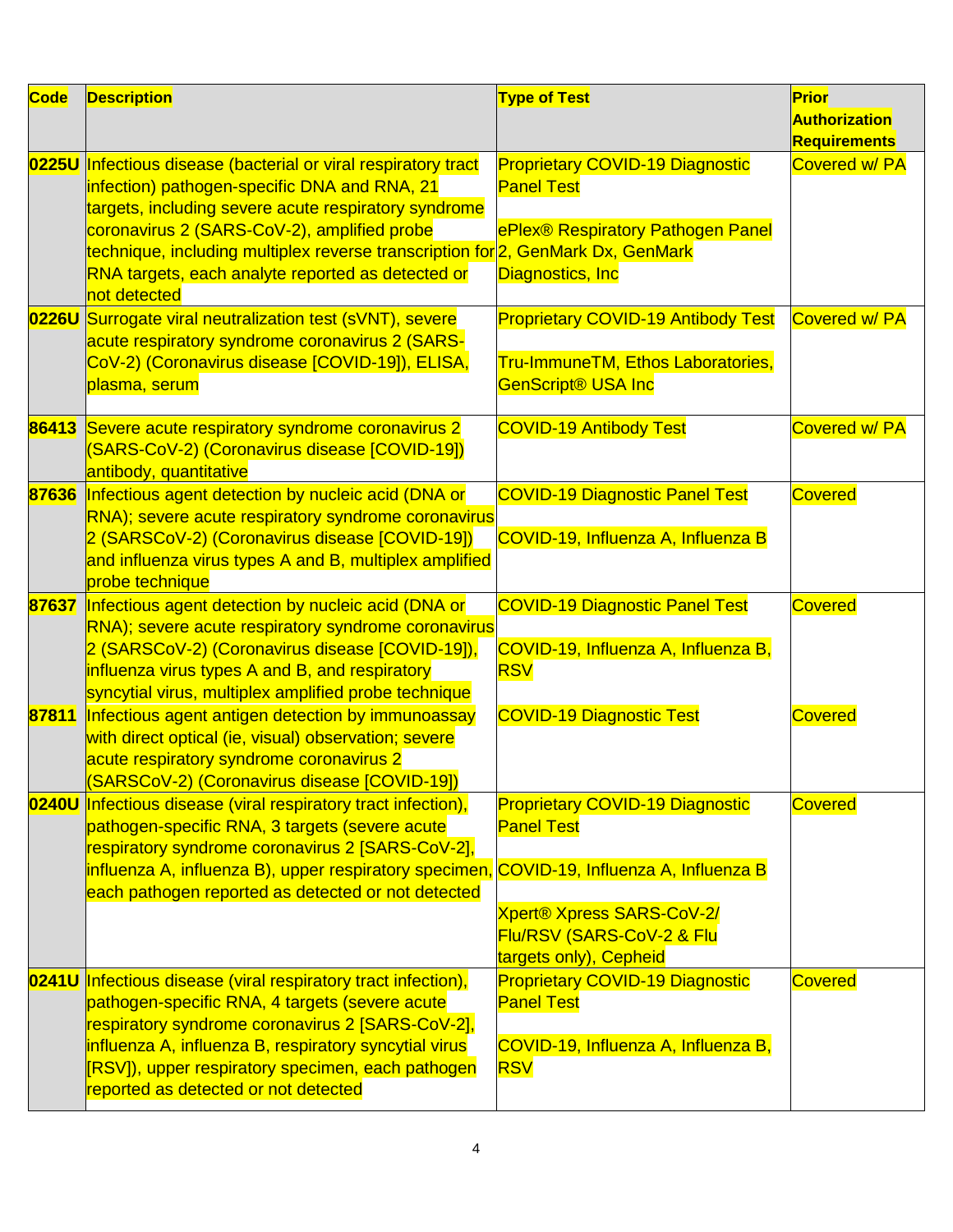| Code | Description | Type of Test | Prior Authorization Requirements |
|---|---|---|---|
| **0225U** | Infectious disease (bacterial or viral respiratory tract infection) pathogen-specific DNA and RNA, 21 targets, including severe acute respiratory syndrome coronavirus 2 (SARS-CoV-2), amplified probe technique, including multiplex reverse transcription for RNA targets, each analyte reported as detected or not detected | Proprietary COVID-19 Diagnostic Panel Test<br><br>ePlex® Respiratory Pathogen Panel 2, GenMark Dx, GenMark Diagnostics, Inc | Covered w/ PA |
| **0226U** | Surrogate viral neutralization test (sVNT), severe acute respiratory syndrome coronavirus 2 (SARS-CoV-2) (Coronavirus disease [COVID-19]), ELISA, plasma, serum | Proprietary COVID-19 Antibody Test<br><br>Tru-ImmuneTM, Ethos Laboratories, GenScript® USA Inc | Covered w/ PA |
| **86413** | Severe acute respiratory syndrome coronavirus 2 (SARS-CoV-2) (Coronavirus disease [COVID-19]) antibody, quantitative | COVID-19 Antibody Test | Covered w/ PA |
| **87636** | Infectious agent detection by nucleic acid (DNA or RNA); severe acute respiratory syndrome coronavirus 2 (SARSCoV-2) (Coronavirus disease [COVID-19]) and influenza virus types A and B, multiplex amplified probe technique | COVID-19 Diagnostic Panel Test<br><br>COVID-19, Influenza A, Influenza B | Covered |
| **87637** | Infectious agent detection by nucleic acid (DNA or RNA); severe acute respiratory syndrome coronavirus 2 (SARSCoV-2) (Coronavirus disease [COVID-19]), influenza virus types A and B, and respiratory syncytial virus, multiplex amplified probe technique | COVID-19 Diagnostic Panel Test<br><br>COVID-19, Influenza A, Influenza B, RSV | Covered |
| **87811** | Infectious agent antigen detection by immunoassay with direct optical (ie, visual) observation; severe acute respiratory syndrome coronavirus 2 (SARSCoV-2) (Coronavirus disease [COVID-19]) | COVID-19 Diagnostic Test | Covered |
| **0240U** | Infectious disease (viral respiratory tract infection), pathogen-specific RNA, 3 targets (severe acute respiratory syndrome coronavirus 2 [SARS-CoV-2], influenza A, influenza B), upper respiratory specimen, each pathogen reported as detected or not detected | Proprietary COVID-19 Diagnostic Panel Test<br><br>COVID-19, Influenza A, Influenza B<br><br>Xpert® Xpress SARS-CoV-2/ Flu/RSV (SARS-CoV-2 & Flu targets only), Cepheid | Covered |
| **0241U** | Infectious disease (viral respiratory tract infection), pathogen-specific RNA, 4 targets (severe acute respiratory syndrome coronavirus 2 [SARS-CoV-2], influenza A, influenza B, respiratory syncytial virus [RSV]), upper respiratory specimen, each pathogen reported as detected or not detected | Proprietary COVID-19 Diagnostic Panel Test<br><br>COVID-19, Influenza A, Influenza B, RSV | Covered |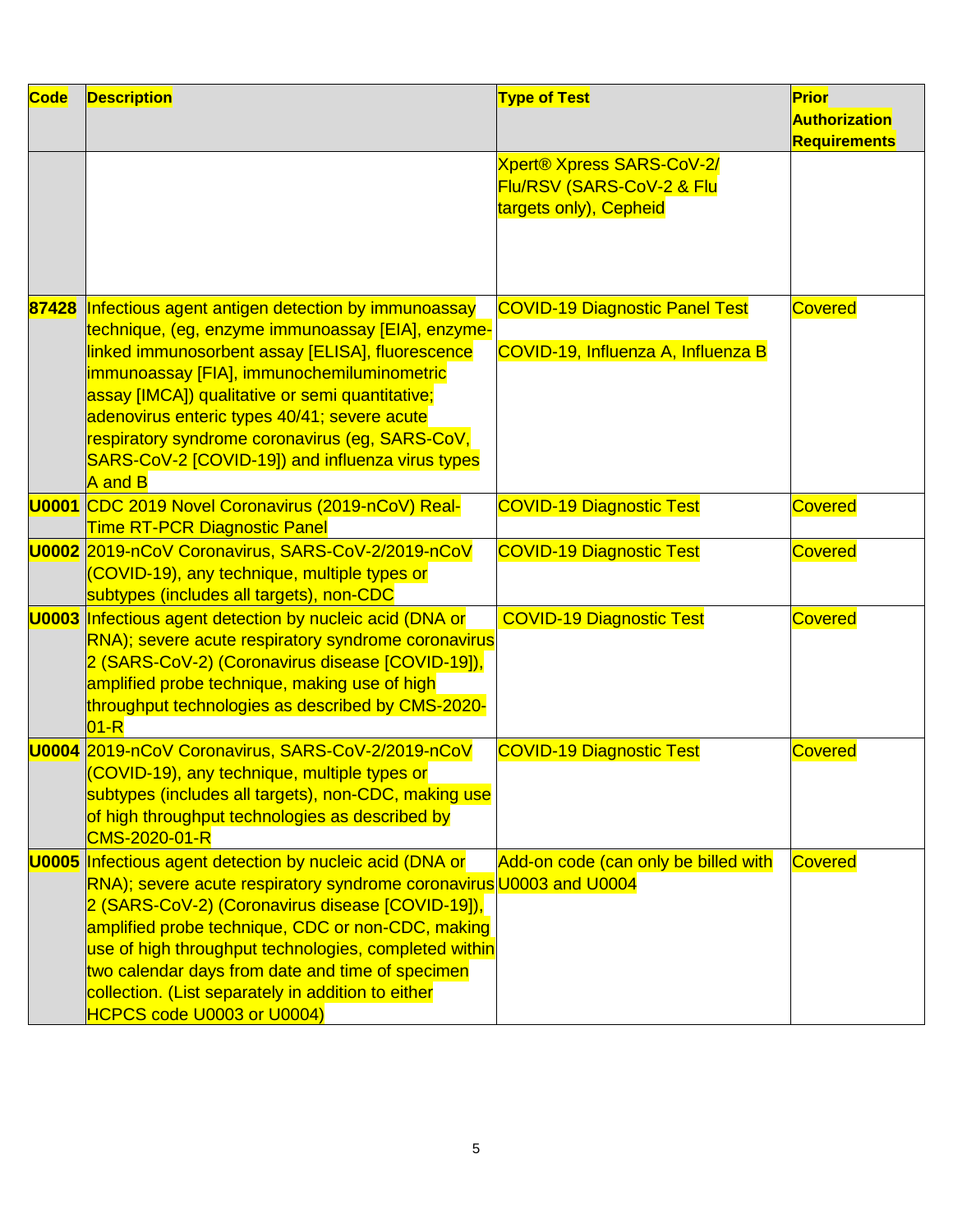| Code | Description | Type of Test | Prior Authorization Requirements |
| --- | --- | --- | --- |
| | | Xpert® Xpress SARS-CoV-2/ Flu/RSV (SARS-CoV-2 & Flu targets only), Cepheid | |
| 87428 | Infectious agent antigen detection by immunoassay technique, (eg, enzyme immunoassay [EIA], enzyme-linked immunosorbent assay [ELISA], fluorescence immunoassay [FIA], immunochemiluminometric assay [IMCA]) qualitative or semi quantitative; adenovirus enteric types 40/41; severe acute respiratory syndrome coronavirus (eg, SARS-CoV, SARS-CoV-2 [COVID-19]) and influenza virus types A and B | COVID-19 Diagnostic Panel Test<br><br>COVID-19, Influenza A, Influenza B | Covered |
| U0001 | CDC 2019 Novel Coronavirus (2019-nCoV) Real-Time RT-PCR Diagnostic Panel | COVID-19 Diagnostic Test | Covered |
| U0002 | 2019-nCoV Coronavirus, SARS-CoV-2/2019-nCoV (COVID-19), any technique, multiple types or subtypes (includes all targets), non-CDC | COVID-19 Diagnostic Test | Covered |
| U0003 | Infectious agent detection by nucleic acid (DNA or RNA); severe acute respiratory syndrome coronavirus 2 (SARS-CoV-2) (Coronavirus disease [COVID-19]), amplified probe technique, making use of high throughput technologies as described by CMS-2020-01-R | COVID-19 Diagnostic Test | Covered |
| U0004 | 2019-nCoV Coronavirus, SARS-CoV-2/2019-nCoV (COVID-19), any technique, multiple types or subtypes (includes all targets), non-CDC, making use of high throughput technologies as described by CMS-2020-01-R | COVID-19 Diagnostic Test | Covered |
| U0005 | Infectious agent detection by nucleic acid (DNA or RNA); severe acute respiratory syndrome coronavirus 2 (SARS-CoV-2) (Coronavirus disease [COVID-19]), amplified probe technique, CDC or non-CDC, making use of high throughput technologies, completed within two calendar days from date and time of specimen collection. (List separately in addition to either HCPCS code U0003 or U0004) | Add-on code (can only be billed with U0003 and U0004 | Covered |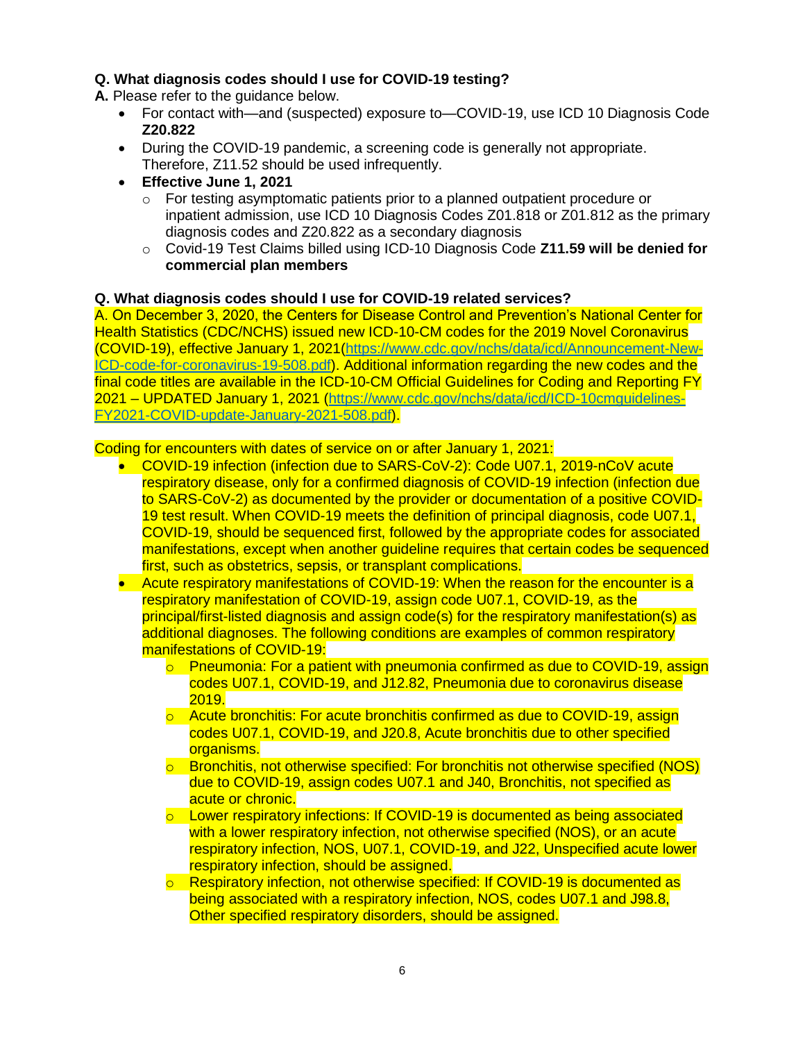**Q. What diagnosis codes should I use for COVID-19 testing?**

**A.** Please refer to the guidance below.

- For contact with—and (suspected) exposure to—COVID-19, use ICD 10 Diagnosis Code **Z20.822**
- During the COVID-19 pandemic, a screening code is generally not appropriate. Therefore, Z11.52 should be used infrequently.
- **Effective June 1, 2021**
  - For testing asymptomatic patients prior to a planned outpatient procedure or inpatient admission, use ICD 10 Diagnosis Codes Z01.818 or Z01.812 as the primary diagnosis codes and Z20.822 as a secondary diagnosis
  - Covid-19 Test Claims billed using ICD-10 Diagnosis Code **Z11.59 will be denied for commercial plan members**

**Q. What diagnosis codes should I use for COVID-19 related services?**

A. On December 3, 2020, the Centers for Disease Control and Prevention's National Center for Health Statistics (CDC/NCHS) issued new ICD-10-CM codes for the 2019 Novel Coronavirus (COVID-19), effective January 1, 2021(https://www.cdc.gov/nchs/data/icd/Announcement-New-ICD-code-for-coronavirus-19-508.pdf). Additional information regarding the new codes and the final code titles are available in the ICD-10-CM Official Guidelines for Coding and Reporting FY 2021 – UPDATED January 1, 2021 (https://www.cdc.gov/nchs/data/icd/ICD-10cmguidelines-FY2021-COVID-update-January-2021-508.pdf).

Coding for encounters with dates of service on or after January 1, 2021:

- COVID-19 infection (infection due to SARS-CoV-2): Code U07.1, 2019-nCoV acute respiratory disease, only for a confirmed diagnosis of COVID-19 infection (infection due to SARS-CoV-2) as documented by the provider or documentation of a positive COVID-19 test result. When COVID-19 meets the definition of principal diagnosis, code U07.1, COVID-19, should be sequenced first, followed by the appropriate codes for associated manifestations, except when another guideline requires that certain codes be sequenced first, such as obstetrics, sepsis, or transplant complications.
- Acute respiratory manifestations of COVID-19: When the reason for the encounter is a respiratory manifestation of COVID-19, assign code U07.1, COVID-19, as the principal/first-listed diagnosis and assign code(s) for the respiratory manifestation(s) as additional diagnoses. The following conditions are examples of common respiratory manifestations of COVID-19:
  - Pneumonia: For a patient with pneumonia confirmed as due to COVID-19, assign codes U07.1, COVID-19, and J12.82, Pneumonia due to coronavirus disease 2019.
  - Acute bronchitis: For acute bronchitis confirmed as due to COVID-19, assign codes U07.1, COVID-19, and J20.8, Acute bronchitis due to other specified organisms.
  - Bronchitis, not otherwise specified: For bronchitis not otherwise specified (NOS) due to COVID-19, assign codes U07.1 and J40, Bronchitis, not specified as acute or chronic.
  - Lower respiratory infections: If COVID-19 is documented as being associated with a lower respiratory infection, not otherwise specified (NOS), or an acute respiratory infection, NOS, U07.1, COVID-19, and J22, Unspecified acute lower respiratory infection, should be assigned.
  - Respiratory infection, not otherwise specified: If COVID-19 is documented as being associated with a respiratory infection, NOS, codes U07.1 and J98.8, Other specified respiratory disorders, should be assigned.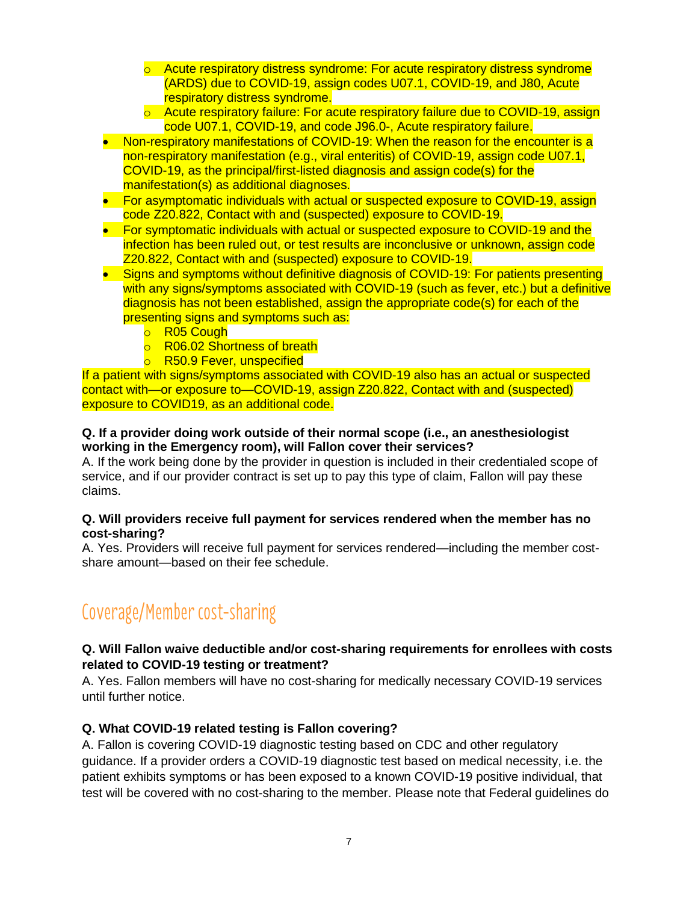- Acute respiratory distress syndrome: For acute respiratory distress syndrome (ARDS) due to COVID-19, assign codes U07.1, COVID-19, and J80, Acute respiratory distress syndrome.
  - Acute respiratory failure: For acute respiratory failure due to COVID-19, assign code U07.1, COVID-19, and code J96.0-, Acute respiratory failure.
- Non-respiratory manifestations of COVID-19: When the reason for the encounter is a non-respiratory manifestation (e.g., viral enteritis) of COVID-19, assign code U07.1, COVID-19, as the principal/first-listed diagnosis and assign code(s) for the manifestation(s) as additional diagnoses.
- For asymptomatic individuals with actual or suspected exposure to COVID-19, assign code Z20.822, Contact with and (suspected) exposure to COVID-19.
- For symptomatic individuals with actual or suspected exposure to COVID-19 and the infection has been ruled out, or test results are inconclusive or unknown, assign code Z20.822, Contact with and (suspected) exposure to COVID-19.
- Signs and symptoms without definitive diagnosis of COVID-19: For patients presenting with any signs/symptoms associated with COVID-19 (such as fever, etc.) but a definitive diagnosis has not been established, assign the appropriate code(s) for each of the presenting signs and symptoms such as:
  - R05 Cough
  - R06.02 Shortness of breath
  - R50.9 Fever, unspecified

If a patient with signs/symptoms associated with COVID-19 also has an actual or suspected contact with—or exposure to—COVID-19, assign Z20.822, Contact with and (suspected) exposure to COVID19, as an additional code.

**Q. If a provider doing work outside of their normal scope (i.e., an anesthesiologist working in the Emergency room), will Fallon cover their services?**
A. If the work being done by the provider in question is included in their credentialed scope of service, and if our provider contract is set up to pay this type of claim, Fallon will pay these claims.

**Q. Will providers receive full payment for services rendered when the member has no cost-sharing?**
A. Yes. Providers will receive full payment for services rendered—including the member cost-share amount—based on their fee schedule.

## Coverage/Member cost-sharing

**Q. Will Fallon waive deductible and/or cost-sharing requirements for enrollees with costs related to COVID-19 testing or treatment?**
A. Yes. Fallon members will have no cost-sharing for medically necessary COVID-19 services until further notice.

**Q. What COVID-19 related testing is Fallon covering?**
A. Fallon is covering COVID-19 diagnostic testing based on CDC and other regulatory guidance. If a provider orders a COVID-19 diagnostic test based on medical necessity, i.e. the patient exhibits symptoms or has been exposed to a known COVID-19 positive individual, that test will be covered with no cost-sharing to the member. Please note that Federal guidelines do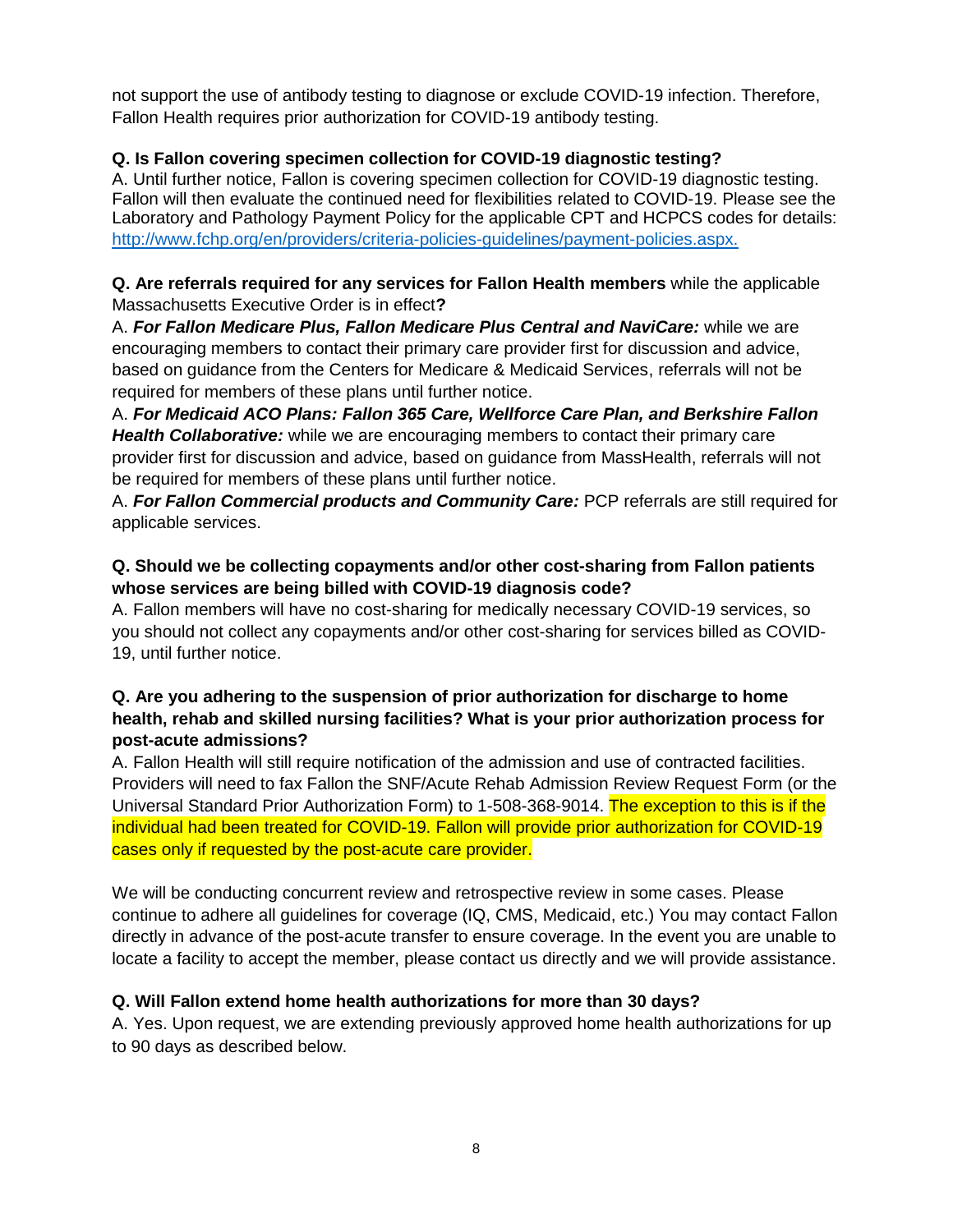not support the use of antibody testing to diagnose or exclude COVID-19 infection. Therefore, Fallon Health requires prior authorization for COVID-19 antibody testing.

**Q. Is Fallon covering specimen collection for COVID-19 diagnostic testing?**
A. Until further notice, Fallon is covering specimen collection for COVID-19 diagnostic testing. Fallon will then evaluate the continued need for flexibilities related to COVID-19. Please see the Laboratory and Pathology Payment Policy for the applicable CPT and HCPCS codes for details: [http://www.fchp.org/en/providers/criteria-policies-guidelines/payment-policies.aspx.](http://www.fchp.org/en/providers/criteria-policies-guidelines/payment-policies.aspx)

**Q. Are referrals required for any services for Fallon Health members** while the applicable Massachusetts Executive Order is in effect**?**
A. ***For Fallon Medicare Plus, Fallon Medicare Plus Central and NaviCare:*** while we are encouraging members to contact their primary care provider first for discussion and advice, based on guidance from the Centers for Medicare & Medicaid Services, referrals will not be required for members of these plans until further notice.
A. ***For Medicaid ACO Plans: Fallon 365 Care, Wellforce Care Plan, and Berkshire Fallon Health Collaborative:*** while we are encouraging members to contact their primary care provider first for discussion and advice, based on guidance from MassHealth, referrals will not be required for members of these plans until further notice.
A. ***For Fallon Commercial products and Community Care:*** PCP referrals are still required for applicable services.

**Q. Should we be collecting copayments and/or other cost-sharing from Fallon patients whose services are being billed with COVID-19 diagnosis code?**
A. Fallon members will have no cost-sharing for medically necessary COVID-19 services, so you should not collect any copayments and/or other cost-sharing for services billed as COVID-19, until further notice.

**Q. Are you adhering to the suspension of prior authorization for discharge to home health, rehab and skilled nursing facilities? What is your prior authorization process for post-acute admissions?**
A. Fallon Health will still require notification of the admission and use of contracted facilities. Providers will need to fax Fallon the SNF/Acute Rehab Admission Review Request Form (or the Universal Standard Prior Authorization Form) to 1-508-368-9014. The exception to this is if the individual had been treated for COVID-19. Fallon will provide prior authorization for COVID-19 cases only if requested by the post-acute care provider.

We will be conducting concurrent review and retrospective review in some cases. Please continue to adhere all guidelines for coverage (IQ, CMS, Medicaid, etc.) You may contact Fallon directly in advance of the post-acute transfer to ensure coverage. In the event you are unable to locate a facility to accept the member, please contact us directly and we will provide assistance.

**Q. Will Fallon extend home health authorizations for more than 30 days?**
A. Yes. Upon request, we are extending previously approved home health authorizations for up to 90 days as described below.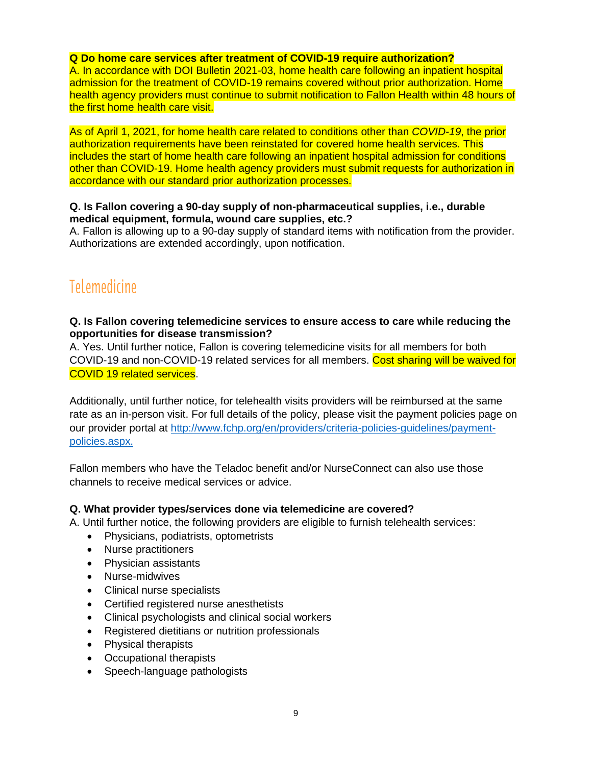**Q Do home care services after treatment of COVID-19 require authorization?**
A. In accordance with DOI Bulletin 2021-03, home health care following an inpatient hospital admission for the treatment of COVID-19 remains covered without prior authorization. Home health agency providers must continue to submit notification to Fallon Health within 48 hours of the first home health care visit.

As of April 1, 2021, for home health care related to conditions other than *COVID-19*, the prior authorization requirements have been reinstated for covered home health services. This includes the start of home health care following an inpatient hospital admission for conditions other than COVID-19. Home health agency providers must submit requests for authorization in accordance with our standard prior authorization processes.

**Q. Is Fallon covering a 90-day supply of non-pharmaceutical supplies, i.e., durable medical equipment, formula, wound care supplies, etc.?**
A. Fallon is allowing up to a 90-day supply of standard items with notification from the provider. Authorizations are extended accordingly, upon notification.

## Telemedicine

**Q. Is Fallon covering telemedicine services to ensure access to care while reducing the opportunities for disease transmission?**
A. Yes. Until further notice, Fallon is covering telemedicine visits for all members for both COVID-19 and non-COVID-19 related services for all members. Cost sharing will be waived for COVID 19 related services.

Additionally, until further notice, for telehealth visits providers will be reimbursed at the same rate as an in-person visit. For full details of the policy, please visit the payment policies page on our provider portal at [http://www.fchp.org/en/providers/criteria-policies-guidelines/payment-policies.aspx.](http://www.fchp.org/en/providers/criteria-policies-guidelines/payment-policies.aspx)

Fallon members who have the Teladoc benefit and/or NurseConnect can also use those channels to receive medical services or advice.

**Q. What provider types/services done via telemedicine are covered?**
A. Until further notice, the following providers are eligible to furnish telehealth services:

- Physicians, podiatrists, optometrists
- Nurse practitioners
- Physician assistants
- Nurse-midwives
- Clinical nurse specialists
- Certified registered nurse anesthetists
- Clinical psychologists and clinical social workers
- Registered dietitians or nutrition professionals
- Physical therapists
- Occupational therapists
- Speech-language pathologists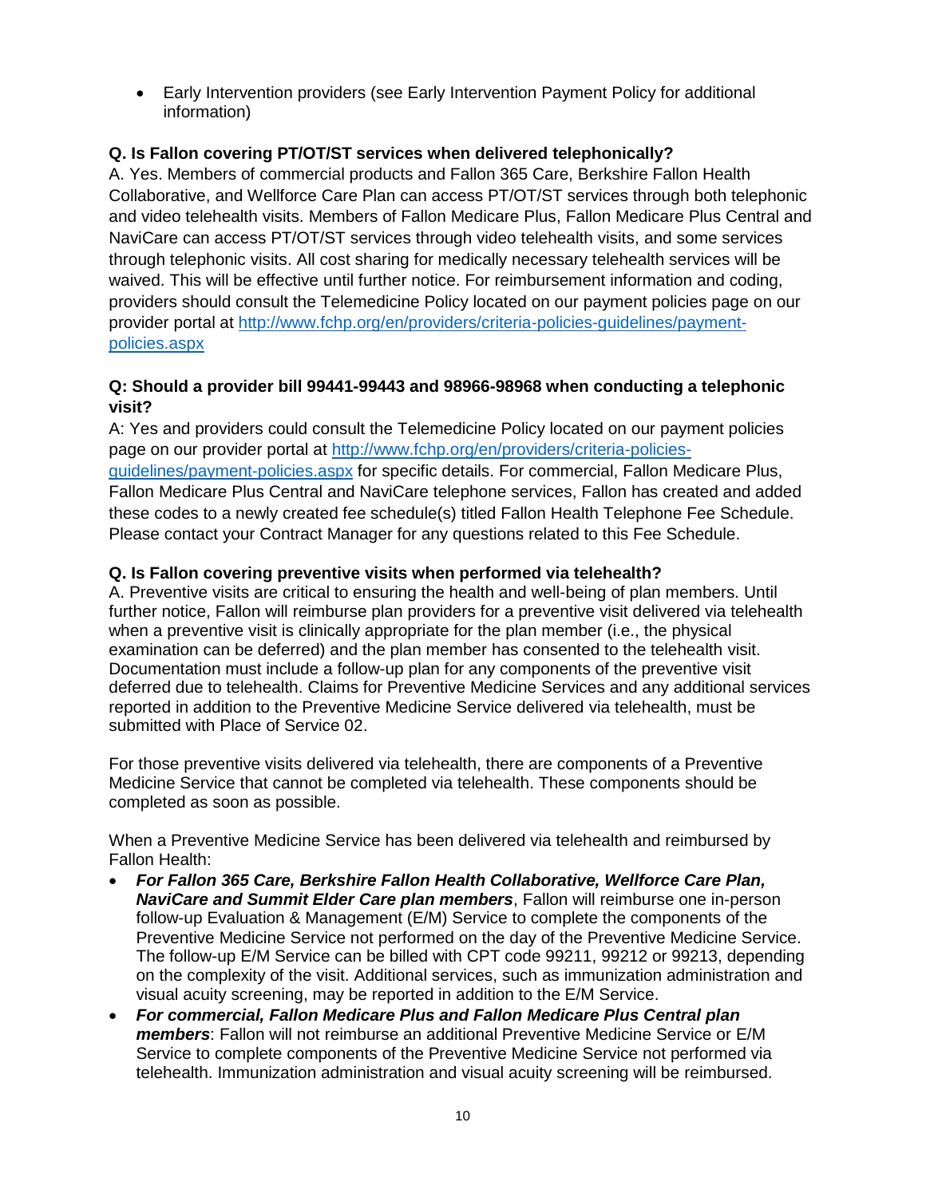- Early Intervention providers (see Early Intervention Payment Policy for additional information)

**Q. Is Fallon covering PT/OT/ST services when delivered telephonically?**

A. Yes. Members of commercial products and Fallon 365 Care, Berkshire Fallon Health Collaborative, and Wellforce Care Plan can access PT/OT/ST services through both telephonic and video telehealth visits. Members of Fallon Medicare Plus, Fallon Medicare Plus Central and NaviCare can access PT/OT/ST services through video telehealth visits, and some services through telephonic visits. All cost sharing for medically necessary telehealth services will be waived. This will be effective until further notice. For reimbursement information and coding, providers should consult the Telemedicine Policy located on our payment policies page on our provider portal at [http://www.fchp.org/en/providers/criteria-policies-guidelines/payment-policies.aspx](http://www.fchp.org/en/providers/criteria-policies-guidelines/payment-policies.aspx)

**Q: Should a provider bill 99441-99443 and 98966-98968 when conducting a telephonic visit?**

A: Yes and providers could consult the Telemedicine Policy located on our payment policies page on our provider portal at [http://www.fchp.org/en/providers/criteria-policies-guidelines/payment-policies.aspx](http://www.fchp.org/en/providers/criteria-policies-guidelines/payment-policies.aspx) for specific details. For commercial, Fallon Medicare Plus, Fallon Medicare Plus Central and NaviCare telephone services, Fallon has created and added these codes to a newly created fee schedule(s) titled Fallon Health Telephone Fee Schedule. Please contact your Contract Manager for any questions related to this Fee Schedule.

**Q. Is Fallon covering preventive visits when performed via telehealth?**

A. Preventive visits are critical to ensuring the health and well-being of plan members. Until further notice, Fallon will reimburse plan providers for a preventive visit delivered via telehealth when a preventive visit is clinically appropriate for the plan member (i.e., the physical examination can be deferred) and the plan member has consented to the telehealth visit. Documentation must include a follow-up plan for any components of the preventive visit deferred due to telehealth. Claims for Preventive Medicine Services and any additional services reported in addition to the Preventive Medicine Service delivered via telehealth, must be submitted with Place of Service 02.

For those preventive visits delivered via telehealth, there are components of a Preventive Medicine Service that cannot be completed via telehealth. These components should be completed as soon as possible.

When a Preventive Medicine Service has been delivered via telehealth and reimbursed by Fallon Health:

- ***For Fallon 365 Care, Berkshire Fallon Health Collaborative, Wellforce Care Plan, NaviCare and Summit Elder Care plan members***, Fallon will reimburse one in-person follow-up Evaluation & Management (E/M) Service to complete the components of the Preventive Medicine Service not performed on the day of the Preventive Medicine Service. The follow-up E/M Service can be billed with CPT code 99211, 99212 or 99213, depending on the complexity of the visit. Additional services, such as immunization administration and visual acuity screening, may be reported in addition to the E/M Service.
- ***For commercial, Fallon Medicare Plus and Fallon Medicare Plus Central plan members***: Fallon will not reimburse an additional Preventive Medicine Service or E/M Service to complete components of the Preventive Medicine Service not performed via telehealth. Immunization administration and visual acuity screening will be reimbursed.